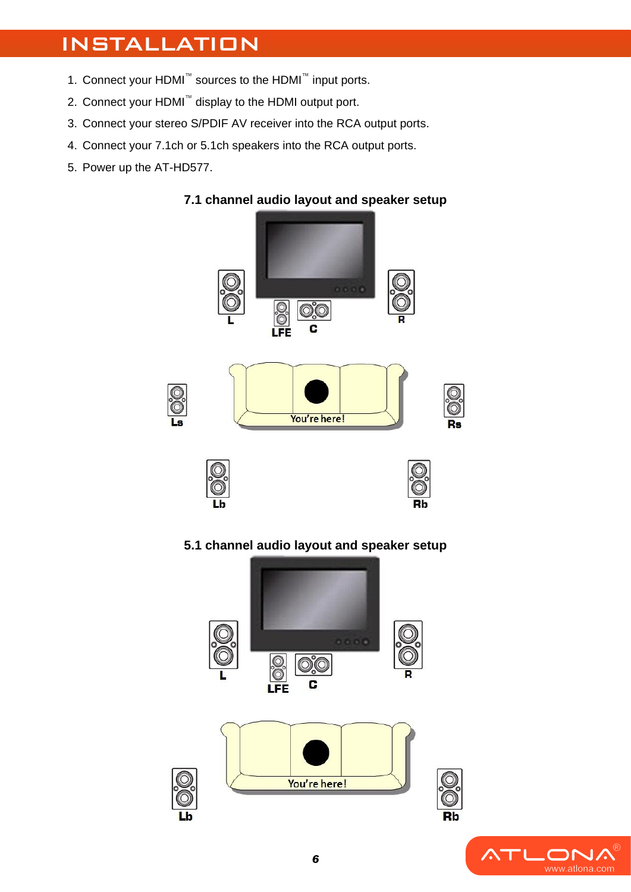# INSTALLATION

1. Connect your HDMI™ sources to the HDMI™ input ports.
2. Connect your HDMI™ display to the HDMI output port.
3. Connect your stereo S/PDIF AV receiver into the RCA output ports.
4. Connect your 7.1ch or 5.1ch speakers into the RCA output ports.
5. Power up the AT-HD577.

**7.1 channel audio layout and speaker setup**

L LFE C R

Ls You're here! Rs

Lb Rb

**5.1 channel audio layout and speaker setup**

L LFE C R

Lb You're here! Rb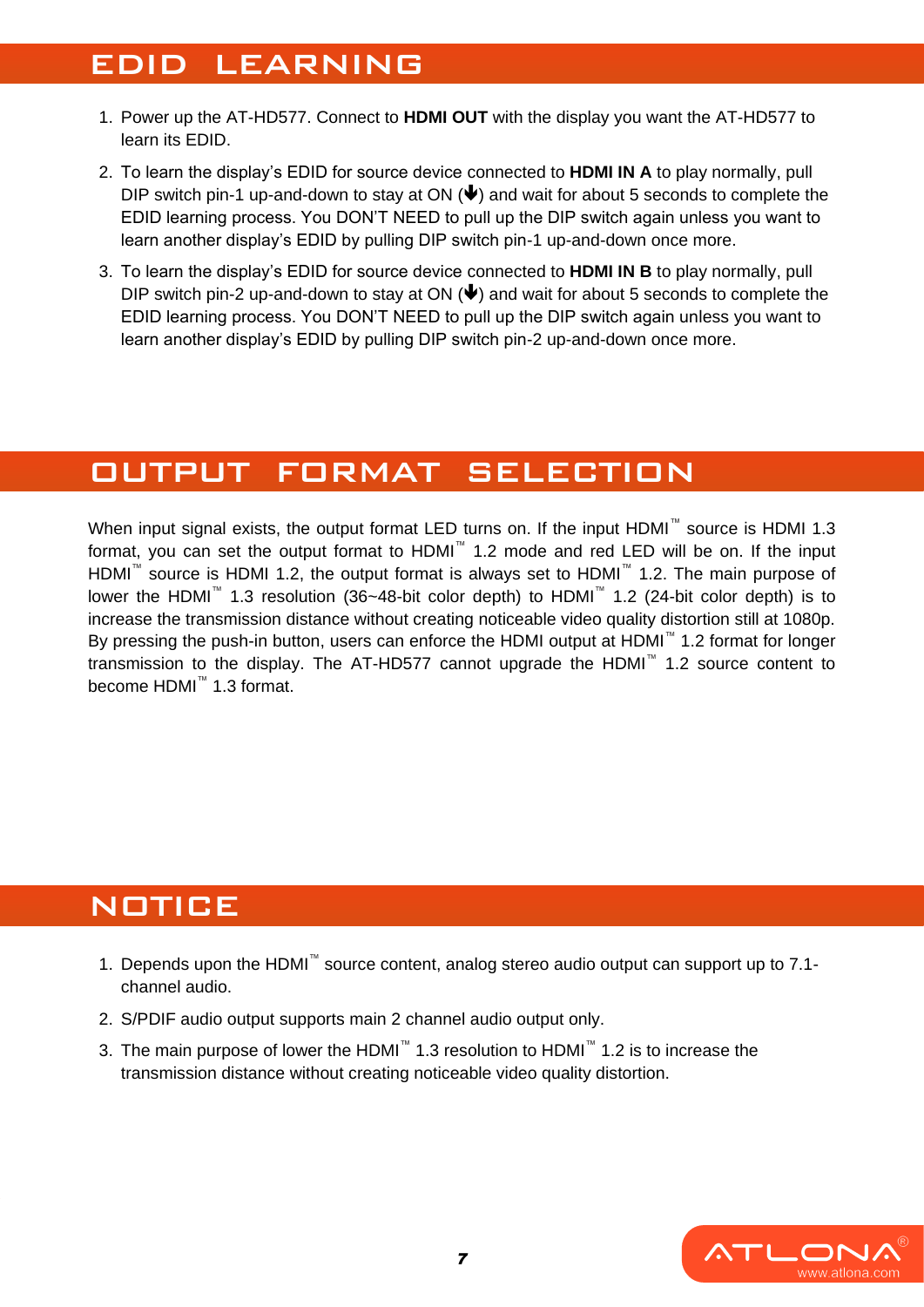## EDID LEARNING

1. Power up the AT-HD577. Connect to **HDMI OUT** with the display you want the AT-HD577 to learn its EDID.
2. To learn the display's EDID for source device connected to **HDMI IN A** to play normally, pull DIP switch pin-1 up-and-down to stay at ON (🡇) and wait for about 5 seconds to complete the EDID learning process. You DON'T NEED to pull up the DIP switch again unless you want to learn another display's EDID by pulling DIP switch pin-1 up-and-down once more.
3. To learn the display's EDID for source device connected to **HDMI IN B** to play normally, pull DIP switch pin-2 up-and-down to stay at ON (🡇) and wait for about 5 seconds to complete the EDID learning process. You DON'T NEED to pull up the DIP switch again unless you want to learn another display's EDID by pulling DIP switch pin-2 up-and-down once more.

## OUTPUT FORMAT SELECTION

When input signal exists, the output format LED turns on. If the input HDMI™ source is HDMI 1.3 format, you can set the output format to HDMI™ 1.2 mode and red LED will be on. If the input HDMI™ source is HDMI 1.2, the output format is always set to HDMI™ 1.2. The main purpose of lower the HDMI™ 1.3 resolution (36~48-bit color depth) to HDMI™ 1.2 (24-bit color depth) is to increase the transmission distance without creating noticeable video quality distortion still at 1080p. By pressing the push-in button, users can enforce the HDMI output at HDMI™ 1.2 format for longer transmission to the display. The AT-HD577 cannot upgrade the HDMI™ 1.2 source content to become HDMI™ 1.3 format.

## NOTICE

1. Depends upon the HDMI™ source content, analog stereo audio output can support up to 7.1-channel audio.
2. S/PDIF audio output supports main 2 channel audio output only.
3. The main purpose of lower the HDMI™ 1.3 resolution to HDMI™ 1.2 is to increase the transmission distance without creating noticeable video quality distortion.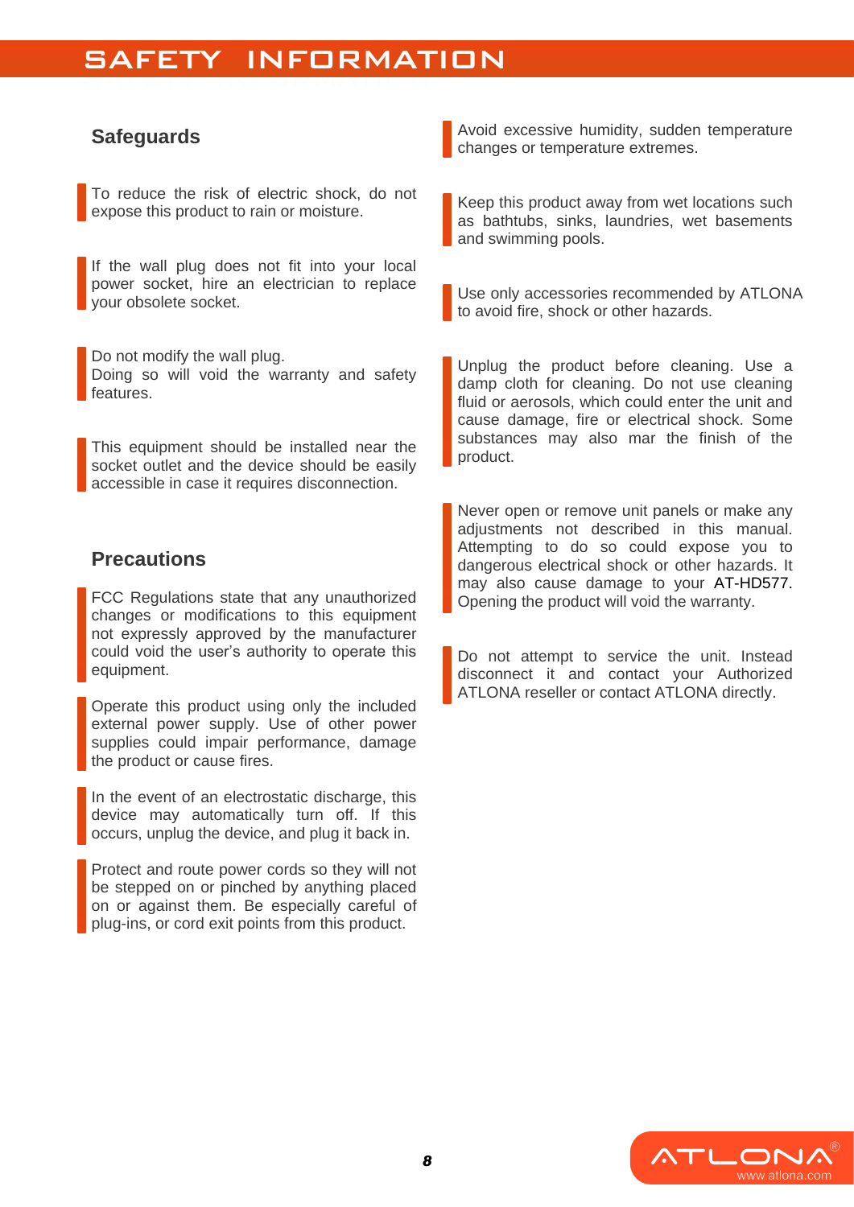# SAFETY INFORMATION

## Safeguards

To reduce the risk of electric shock, do not expose this product to rain or moisture.

If the wall plug does not fit into your local power socket, hire an electrician to replace your obsolete socket.

Do not modify the wall plug.
Doing so will void the warranty and safety features.

This equipment should be installed near the socket outlet and the device should be easily accessible in case it requires disconnection.

## Precautions

FCC Regulations state that any unauthorized changes or modifications to this equipment not expressly approved by the manufacturer could void the user's authority to operate this equipment.

Operate this product using only the included external power supply. Use of other power supplies could impair performance, damage the product or cause fires.

In the event of an electrostatic discharge, this device may automatically turn off. If this occurs, unplug the device, and plug it back in.

Protect and route power cords so they will not be stepped on or pinched by anything placed on or against them. Be especially careful of plug-ins, or cord exit points from this product.

Avoid excessive humidity, sudden temperature changes or temperature extremes.

Keep this product away from wet locations such as bathtubs, sinks, laundries, wet basements and swimming pools.

Use only accessories recommended by ATLONA to avoid fire, shock or other hazards.

Unplug the product before cleaning. Use a damp cloth for cleaning. Do not use cleaning fluid or aerosols, which could enter the unit and cause damage, fire or electrical shock. Some substances may also mar the finish of the product.

Never open or remove unit panels or make any adjustments not described in this manual. Attempting to do so could expose you to dangerous electrical shock or other hazards. It may also cause damage to your AT-HD577. Opening the product will void the warranty.

Do not attempt to service the unit. Instead disconnect it and contact your Authorized ATLONA reseller or contact ATLONA directly.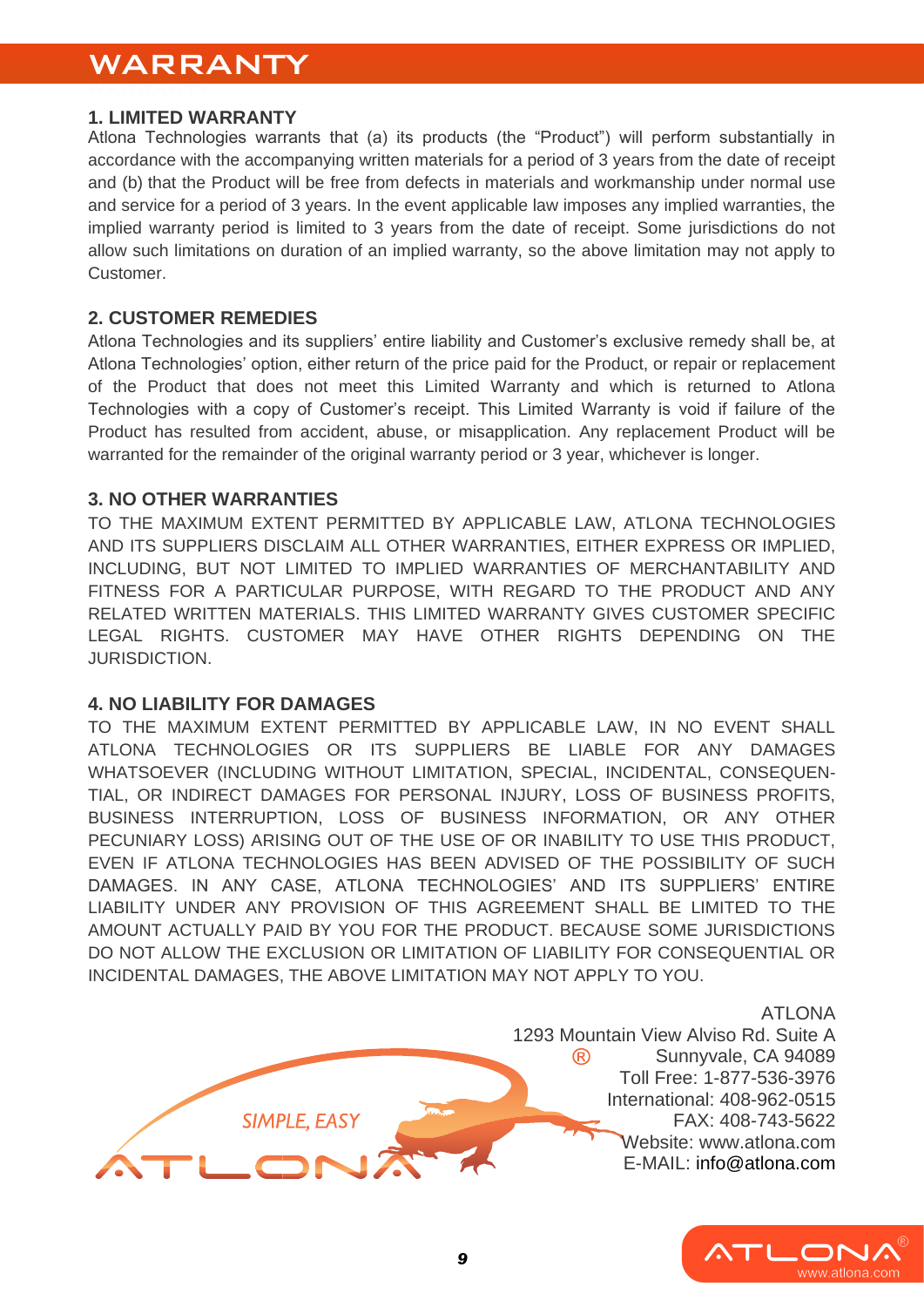# WARRANTY

### 1. LIMITED WARRANTY

Atlona Technologies warrants that (a) its products (the "Product") will perform substantially in accordance with the accompanying written materials for a period of 3 years from the date of receipt and (b) that the Product will be free from defects in materials and workmanship under normal use and service for a period of 3 years. In the event applicable law imposes any implied warranties, the implied warranty period is limited to 3 years from the date of receipt. Some jurisdictions do not allow such limitations on duration of an implied warranty, so the above limitation may not apply to Customer.

### 2. CUSTOMER REMEDIES

Atlona Technologies and its suppliers' entire liability and Customer's exclusive remedy shall be, at Atlona Technologies' option, either return of the price paid for the Product, or repair or replacement of the Product that does not meet this Limited Warranty and which is returned to Atlona Technologies with a copy of Customer's receipt. This Limited Warranty is void if failure of the Product has resulted from accident, abuse, or misapplication. Any replacement Product will be warranted for the remainder of the original warranty period or 3 year, whichever is longer.

### 3. NO OTHER WARRANTIES

TO THE MAXIMUM EXTENT PERMITTED BY APPLICABLE LAW, ATLONA TECHNOLOGIES AND ITS SUPPLIERS DISCLAIM ALL OTHER WARRANTIES, EITHER EXPRESS OR IMPLIED, INCLUDING, BUT NOT LIMITED TO IMPLIED WARRANTIES OF MERCHANTABILITY AND FITNESS FOR A PARTICULAR PURPOSE, WITH REGARD TO THE PRODUCT AND ANY RELATED WRITTEN MATERIALS. THIS LIMITED WARRANTY GIVES CUSTOMER SPECIFIC LEGAL RIGHTS. CUSTOMER MAY HAVE OTHER RIGHTS DEPENDING ON THE JURISDICTION.

### 4. NO LIABILITY FOR DAMAGES

TO THE MAXIMUM EXTENT PERMITTED BY APPLICABLE LAW, IN NO EVENT SHALL ATLONA TECHNOLOGIES OR ITS SUPPLIERS BE LIABLE FOR ANY DAMAGES WHATSOEVER (INCLUDING WITHOUT LIMITATION, SPECIAL, INCIDENTAL, CONSEQUENTIAL, OR INDIRECT DAMAGES FOR PERSONAL INJURY, LOSS OF BUSINESS PROFITS, BUSINESS INTERRUPTION, LOSS OF BUSINESS INFORMATION, OR ANY OTHER PECUNIARY LOSS) ARISING OUT OF THE USE OF OR INABILITY TO USE THIS PRODUCT, EVEN IF ATLONA TECHNOLOGIES HAS BEEN ADVISED OF THE POSSIBILITY OF SUCH DAMAGES. IN ANY CASE, ATLONA TECHNOLOGIES' AND ITS SUPPLIERS' ENTIRE LIABILITY UNDER ANY PROVISION OF THIS AGREEMENT SHALL BE LIMITED TO THE AMOUNT ACTUALLY PAID BY YOU FOR THE PRODUCT. BECAUSE SOME JURISDICTIONS DO NOT ALLOW THE EXCLUSION OR LIMITATION OF LIABILITY FOR CONSEQUENTIAL OR INCIDENTAL DAMAGES, THE ABOVE LIMITATION MAY NOT APPLY TO YOU.

SIMPLE, EASY
ATLONA®

ATLONA
1293 Mountain View Alviso Rd. Suite A
Sunnyvale, CA 94089
Toll Free: 1-877-536-3976
International: 408-962-0515
FAX: 408-743-5622
Website: www.atlona.com
E-MAIL: info@atlona.com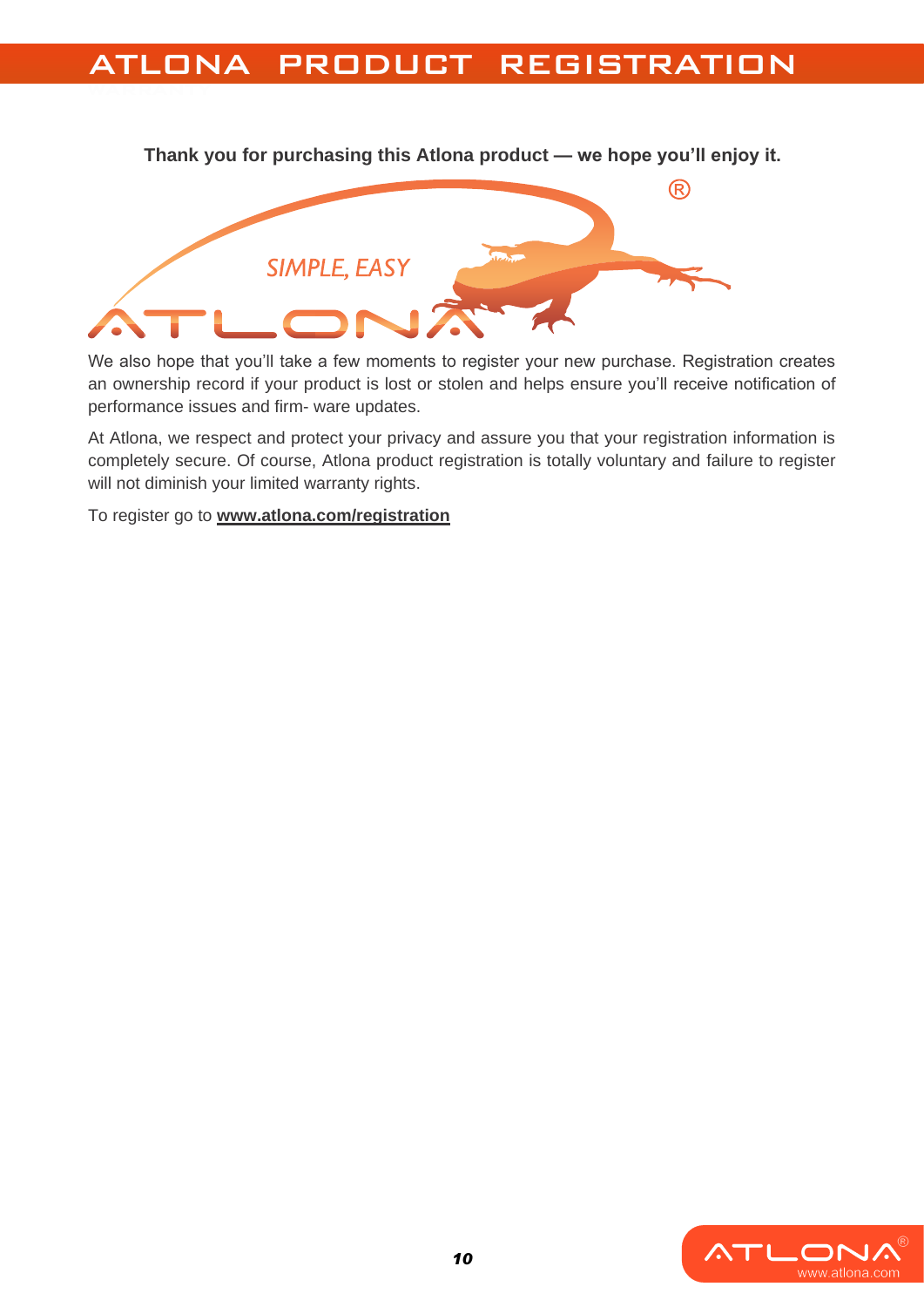# ATLONA PRODUCT REGISTRATION

**Thank you for purchasing this Atlona product — we hope you'll enjoy it.**

SIMPLE, EASY

We also hope that you'll take a few moments to register your new purchase. Registration creates an ownership record if your product is lost or stolen and helps ensure you'll receive notification of performance issues and firm- ware updates.

At Atlona, we respect and protect your privacy and assure you that your registration information is completely secure. Of course, Atlona product registration is totally voluntary and failure to register will not diminish your limited warranty rights.

To register go to **www.atlona.com/registration**